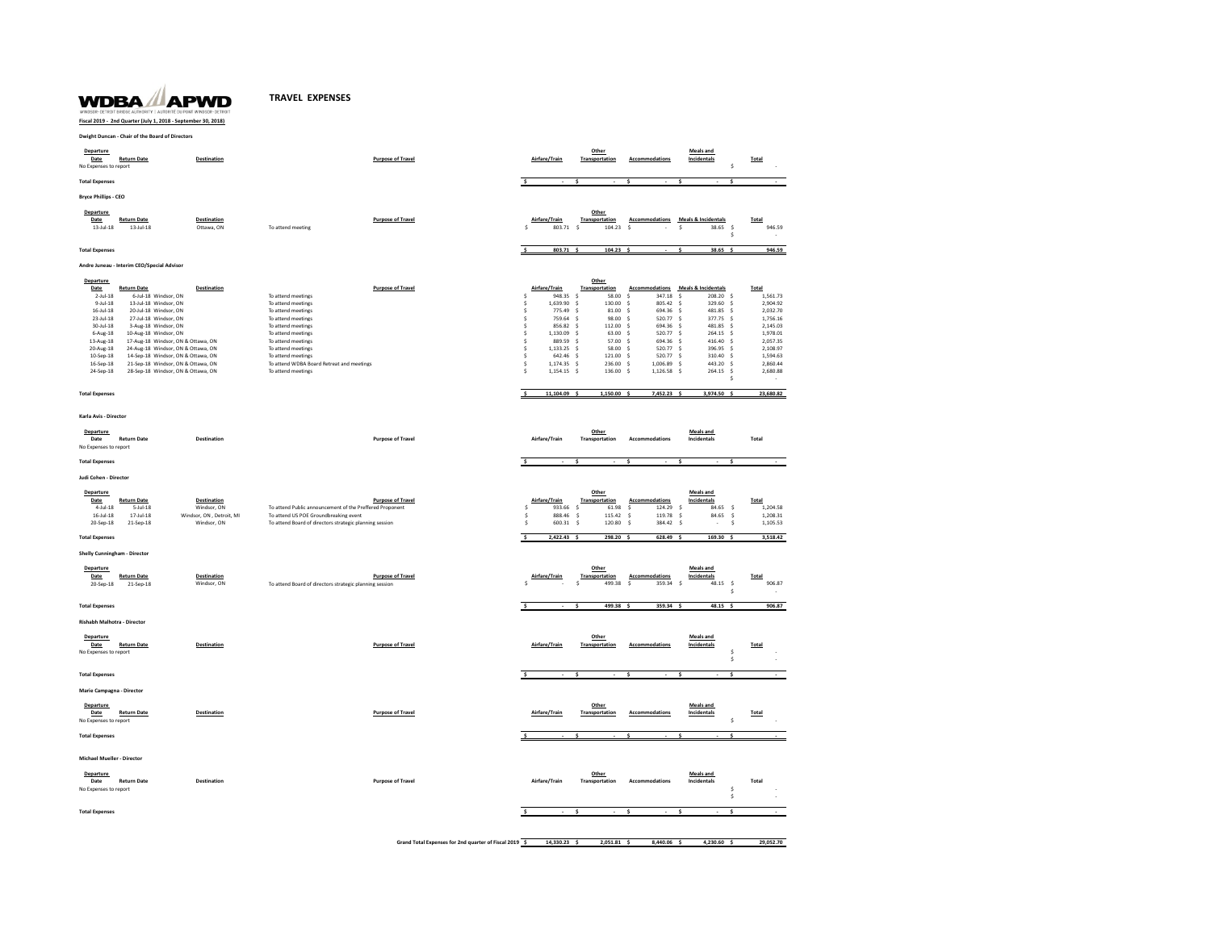WDBA APWD
WINDSOR-DETROIT BRIDGE AUTHORITY | AUTORITÉ DU PONT WINDSOR-DETROIT

# TRAVEL EXPENSES

**Fiscal 2019 - 2nd Quarter (July 1, 2018 - September 30, 2018)**

**Dwight Duncan - Chair of the Board of Directors**

| Departure Date | Return Date | Destination | Purpose of Travel | Airfare/Train | Other Transportation | Accommodations | Meals and Incidentals | Total |
|---|---|---|---|---|---|---|---|---|
| No Expenses to report | | | | | | | | $ - |
| **Total Expenses** | | | | $ - | $ - | $ - | $ - | $ - |

**Bryce Phillips - CEO**

| Departure Date | Return Date | Destination | Purpose of Travel | Airfare/Train | Other Transportation | Accommodations | Meals & Incidentals | Total |
|---|---|---|---|---|---|---|---|---|
| 13-Jul-18 | 13-Jul-18 | Ottawa, ON | To attend meeting | $ 803.71 | $ 104.23 | $ - | $ 38.65 | $ 946.59 |
| | | | | | | | | $ - |
| **Total Expenses** | | | | $ 803.71 | $ 104.23 | $ - | $ 38.65 | $ 946.59 |

**Andre Juneau - Interim CEO/Special Advisor**

| Departure Date | Return Date | Destination | Purpose of Travel | Airfare/Train | Other Transportation | Accommodations | Meals & Incidentals | Total |
|---|---|---|---|---|---|---|---|---|
| 2-Jul-18 | 6-Jul-18 | Windsor, ON | To attend meetings | $ 948.35 | $ 58.00 | $ 347.18 | $ 208.20 | $ 1,561.73 |
| 9-Jul-18 | 13-Jul-18 | Windsor, ON | To attend meetings | $ 1,639.90 | $ 130.00 | $ 805.42 | $ 329.60 | $ 2,904.92 |
| 16-Jul-18 | 20-Jul-18 | Windsor, ON | To attend meetings | $ 775.49 | $ 81.00 | $ 694.36 | $ 481.85 | $ 2,032.70 |
| 23-Jul-18 | 27-Jul-18 | Windsor, ON | To attend meetings | $ 759.64 | $ 98.00 | $ 520.77 | $ 377.75 | $ 1,756.16 |
| 30-Jul-18 | 3-Aug-18 | Windsor, ON | To attend meetings | $ 856.82 | $ 112.00 | $ 694.36 | $ 481.85 | $ 2,145.03 |
| 6-Aug-18 | 10-Aug-18 | Windsor, ON | To attend meetings | $ 1,130.09 | $ 63.00 | $ 520.77 | $ 264.15 | $ 1,978.01 |
| 13-Aug-18 | 17-Aug-18 | Windsor, ON & Ottawa, ON | To attend meetings | $ 889.59 | $ 57.00 | $ 694.36 | $ 416.40 | $ 2,057.35 |
| 20-Aug-18 | 24-Aug-18 | Windsor, ON & Ottawa, ON | To attend meetings | $ 1,133.25 | $ 58.00 | $ 520.77 | $ 396.95 | $ 2,108.97 |
| 10-Sep-18 | 14-Sep-18 | Windsor, ON & Ottawa, ON | To attend meetings | $ 642.46 | $ 121.00 | $ 520.77 | $ 310.40 | $ 1,594.63 |
| 16-Sep-18 | 21-Sep-18 | Windsor, ON & Ottawa, ON | To attend WDBA Board Retreat and meetings | $ 1,174.35 | $ 236.00 | $ 1,006.89 | $ 443.20 | $ 2,860.44 |
| 24-Sep-18 | 28-Sep-18 | Windsor, ON & Ottawa, ON | To attend meetings | $ 1,154.15 | $ 136.00 | $ 1,126.58 | $ 264.15 | $ 2,680.88 |
| | | | | | | | | $ - |
| **Total Expenses** | | | | $ 11,104.09 | $ 1,150.00 | $ 7,452.23 | $ 3,974.50 | $ 23,680.82 |

**Karla Avis - Director**

| Departure Date | Return Date | Destination | Purpose of Travel | Airfare/Train | Other Transportation | Accommodations | Meals and Incidentals | Total |
|---|---|---|---|---|---|---|---|---|
| No Expenses to report | | | | | | | | |
| **Total Expenses** | | | | $ - | $ - | $ - | $ - | $ - |

**Judi Cohen - Director**

| Departure Date | Return Date | Destination | Purpose of Travel | Airfare/Train | Other Transportation | Accommodations | Meals and Incidentals | Total |
|---|---|---|---|---|---|---|---|---|
| 4-Jul-18 | 5-Jul-18 | Windsor, ON | To attend Public announcement of the Preffered Proponent | $ 933.66 | $ 61.98 | $ 124.29 | $ 84.65 | $ 1,204.58 |
| 16-Jul-18 | 17-Jul-18 | Windsor, ON , Detroit, MI | To attend US POE Groundbreaking event | $ 888.46 | $ 115.42 | $ 119.78 | $ 84.65 | $ 1,208.31 |
| 20-Sep-18 | 21-Sep-18 | Windsor, ON | To attend Board of directors strategic planning session | $ 600.31 | $ 120.80 | $ 384.42 | $ - | $ 1,105.53 |
| **Total Expenses** | | | | $ 2,422.43 | $ 298.20 | $ 628.49 | $ 169.30 | $ 3,518.42 |

**Shelly Cunningham - Director**

| Departure Date | Return Date | Destination | Purpose of Travel | Airfare/Train | Other Transportation | Accommodations | Meals and Incidentals | Total |
|---|---|---|---|---|---|---|---|---|
| 20-Sep-18 | 21-Sep-18 | Windsor, ON | To attend Board of directors strategic planning session | $ - | $ 499.38 | $ 359.34 | $ 48.15 | $ 906.87 |
| | | | | | | | | $ - |
| **Total Expenses** | | | | $ - | $ 499.38 | $ 359.34 | $ 48.15 | $ 906.87 |

**Rishabh Malhotra - Director**

| Departure Date | Return Date | Destination | Purpose of Travel | Airfare/Train | Other Transportation | Accommodations | Meals and Incidentals | Total |
|---|---|---|---|---|---|---|---|---|
| No Expenses to report | | | | | | | | $ - |
| | | | | | | | | $ - |
| **Total Expenses** | | | | $ - | $ - | $ - | $ - | $ - |

**Marie Campagna - Director**

| Departure Date | Return Date | Destination | Purpose of Travel | Airfare/Train | Other Transportation | Accommodations | Meals and Incidentals | Total |
|---|---|---|---|---|---|---|---|---|
| No Expenses to report | | | | | | | | $ - |
| **Total Expenses** | | | | $ - | $ - | $ - | $ - | $ - |

**Michael Mueller - Director**

| Departure Date | Return Date | Destination | Purpose of Travel | Airfare/Train | Other Transportation | Accommodations | Meals and Incidentals | Total |
|---|---|---|---|---|---|---|---|---|
| No Expenses to report | | | | | | | | $ - |
| | | | | | | | | $ - |
| **Total Expenses** | | | | $ - | $ - | $ - | $ - | $ - |

| | Airfare/Train | Other Transportation | Accommodations | Meals and Incidentals | Total |
|---|---|---|---|---|---|
| **Grand Total Expenses for 2nd quarter of Fiscal 2019** | $ 14,330.23 | $ 2,051.81 | $ 8,440.06 | $ 4,230.60 | $ 29,052.70 |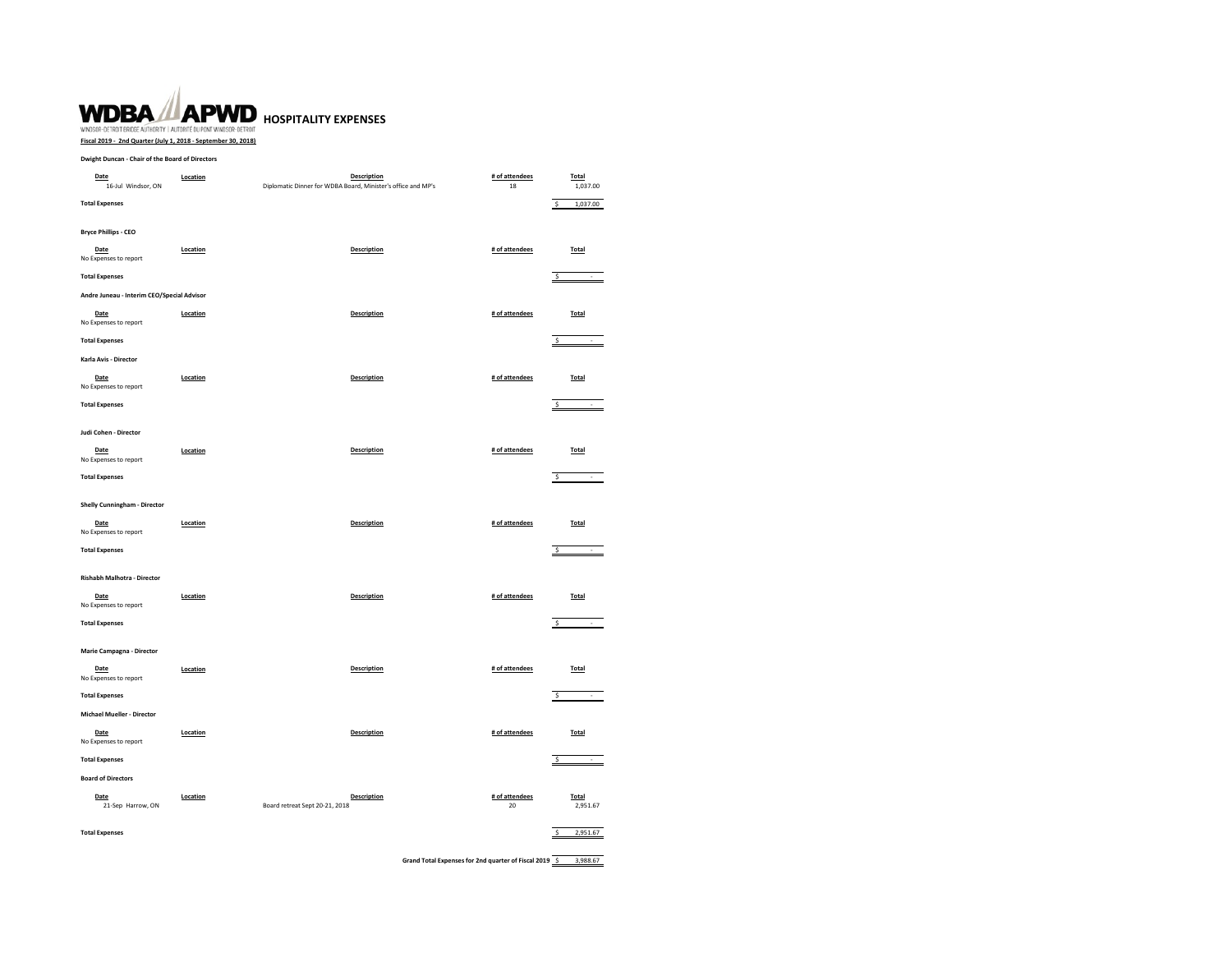# WDBA APWD HOSPITALITY EXPENSES

WINDSOR-DETROIT BRIDGE AUTHORITY | AUTORITÉ DU PONT WINDSOR-DÉTROIT

**Fiscal 2019 - 2nd Quarter (July 1, 2018 - September 30, 2018)**

**Dwight Duncan - Chair of the Board of Directors**

| Date | Location | Description | # of attendees | Total |
|---|---|---|---|---|
| 16-Jul | Windsor, ON | Diplomatic Dinner for WDBA Board, Minister's office and MP's | 18 | 1,037.00 |
| **Total Expenses** | | | | $ 1,037.00 |

**Bryce Phillips - CEO**

| Date | Location | Description | # of attendees | Total |
|---|---|---|---|---|
| No Expenses to report | | | | |
| **Total Expenses** | | | | $ - |

**Andre Juneau - Interim CEO/Special Advisor**

| Date | Location | Description | # of attendees | Total |
|---|---|---|---|---|
| No Expenses to report | | | | |
| **Total Expenses** | | | | $ - |

**Karla Avis - Director**

| Date | Location | Description | # of attendees | Total |
|---|---|---|---|---|
| No Expenses to report | | | | |
| **Total Expenses** | | | | $ - |

**Judi Cohen - Director**

| Date | Location | Description | # of attendees | Total |
|---|---|---|---|---|
| No Expenses to report | | | | |
| **Total Expenses** | | | | $ - |

**Shelly Cunningham - Director**

| Date | Location | Description | # of attendees | Total |
|---|---|---|---|---|
| No Expenses to report | | | | |
| **Total Expenses** | | | | $ - |

**Rishabh Malhotra - Director**

| Date | Location | Description | # of attendees | Total |
|---|---|---|---|---|
| No Expenses to report | | | | |
| **Total Expenses** | | | | $ - |

**Marie Campagna - Director**

| Date | Location | Description | # of attendees | Total |
|---|---|---|---|---|
| No Expenses to report | | | | |
| **Total Expenses** | | | | $ - |

**Michael Mueller - Director**

| Date | Location | Description | # of attendees | Total |
|---|---|---|---|---|
| No Expenses to report | | | | |
| **Total Expenses** | | | | $ - |

**Board of Directors**

| Date | Location | Description | # of attendees | Total |
|---|---|---|---|---|
| 21-Sep | Harrow, ON | Board retreat Sept 20-21, 2018 | 20 | 2,951.67 |
| **Total Expenses** | | | | $ 2,951.67 |

**Grand Total Expenses for 2nd quarter of Fiscal 2019** $ 3,988.67